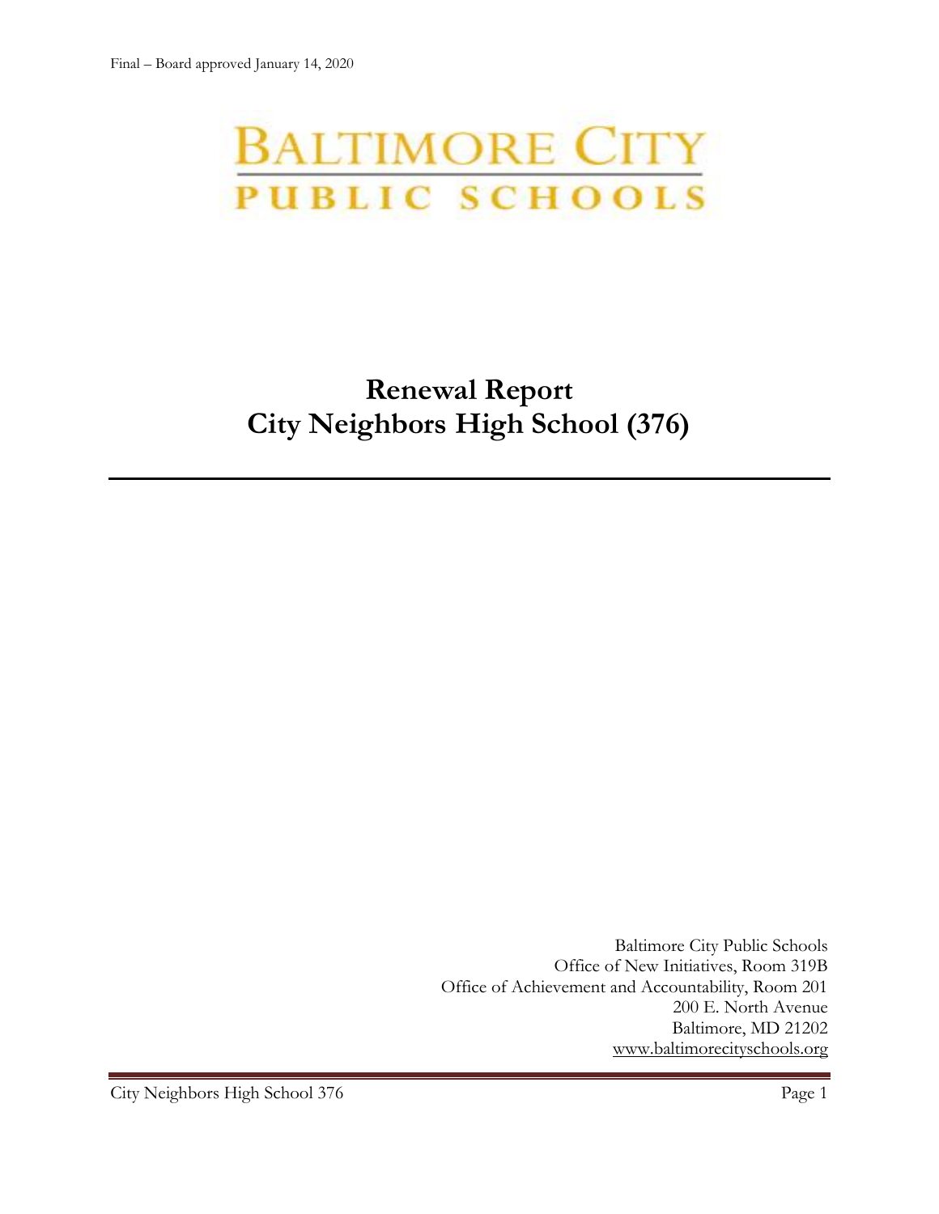Final – Board approved January 14, 2020

BALTIMORE CITY
PUBLIC SCHOOLS

# Renewal Report
# City Neighbors High School (376)

---

Baltimore City Public Schools
Office of New Initiatives, Room 319B
Office of Achievement and Accountability, Room 201
200 E. North Avenue
Baltimore, MD 21202
www.baltimorecityschools.org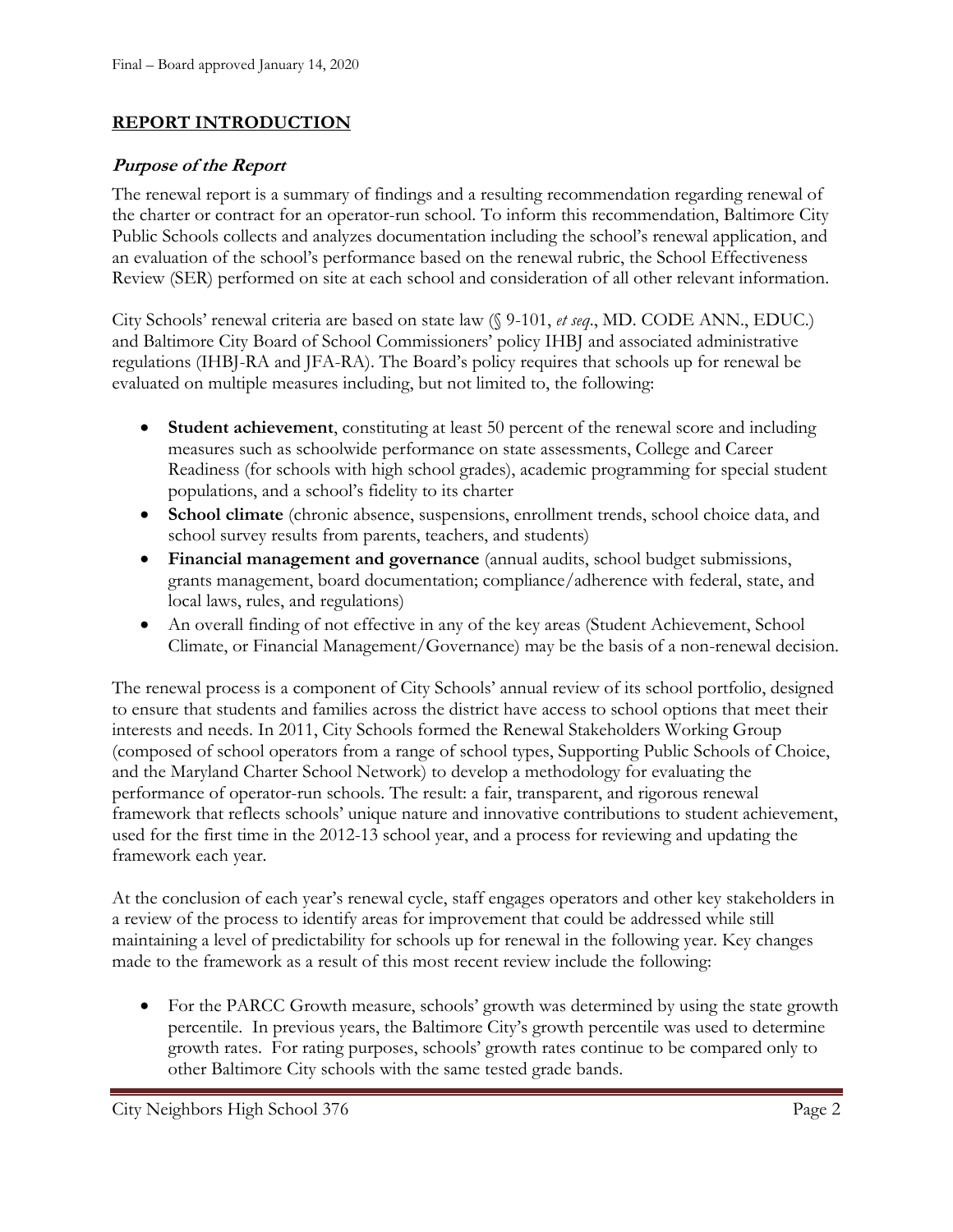## REPORT INTRODUCTION

### *Purpose of the Report*

The renewal report is a summary of findings and a resulting recommendation regarding renewal of the charter or contract for an operator-run school. To inform this recommendation, Baltimore City Public Schools collects and analyzes documentation including the school's renewal application, and an evaluation of the school's performance based on the renewal rubric, the School Effectiveness Review (SER) performed on site at each school and consideration of all other relevant information.

City Schools' renewal criteria are based on state law (§ 9-101, *et seq*., MD. CODE ANN., EDUC.) and Baltimore City Board of School Commissioners' policy IHBJ and associated administrative regulations (IHBJ-RA and JFA-RA). The Board's policy requires that schools up for renewal be evaluated on multiple measures including, but not limited to, the following:

- **Student achievement**, constituting at least 50 percent of the renewal score and including measures such as schoolwide performance on state assessments, College and Career Readiness (for schools with high school grades), academic programming for special student populations, and a school's fidelity to its charter
- **School climate** (chronic absence, suspensions, enrollment trends, school choice data, and school survey results from parents, teachers, and students)
- **Financial management and governance** (annual audits, school budget submissions, grants management, board documentation; compliance/adherence with federal, state, and local laws, rules, and regulations)
- An overall finding of not effective in any of the key areas (Student Achievement, School Climate, or Financial Management/Governance) may be the basis of a non-renewal decision.

The renewal process is a component of City Schools' annual review of its school portfolio, designed to ensure that students and families across the district have access to school options that meet their interests and needs. In 2011, City Schools formed the Renewal Stakeholders Working Group (composed of school operators from a range of school types, Supporting Public Schools of Choice, and the Maryland Charter School Network) to develop a methodology for evaluating the performance of operator-run schools. The result: a fair, transparent, and rigorous renewal framework that reflects schools' unique nature and innovative contributions to student achievement, used for the first time in the 2012-13 school year, and a process for reviewing and updating the framework each year.

At the conclusion of each year's renewal cycle, staff engages operators and other key stakeholders in a review of the process to identify areas for improvement that could be addressed while still maintaining a level of predictability for schools up for renewal in the following year. Key changes made to the framework as a result of this most recent review include the following:

- For the PARCC Growth measure, schools' growth was determined by using the state growth percentile. In previous years, the Baltimore City's growth percentile was used to determine growth rates. For rating purposes, schools' growth rates continue to be compared only to other Baltimore City schools with the same tested grade bands.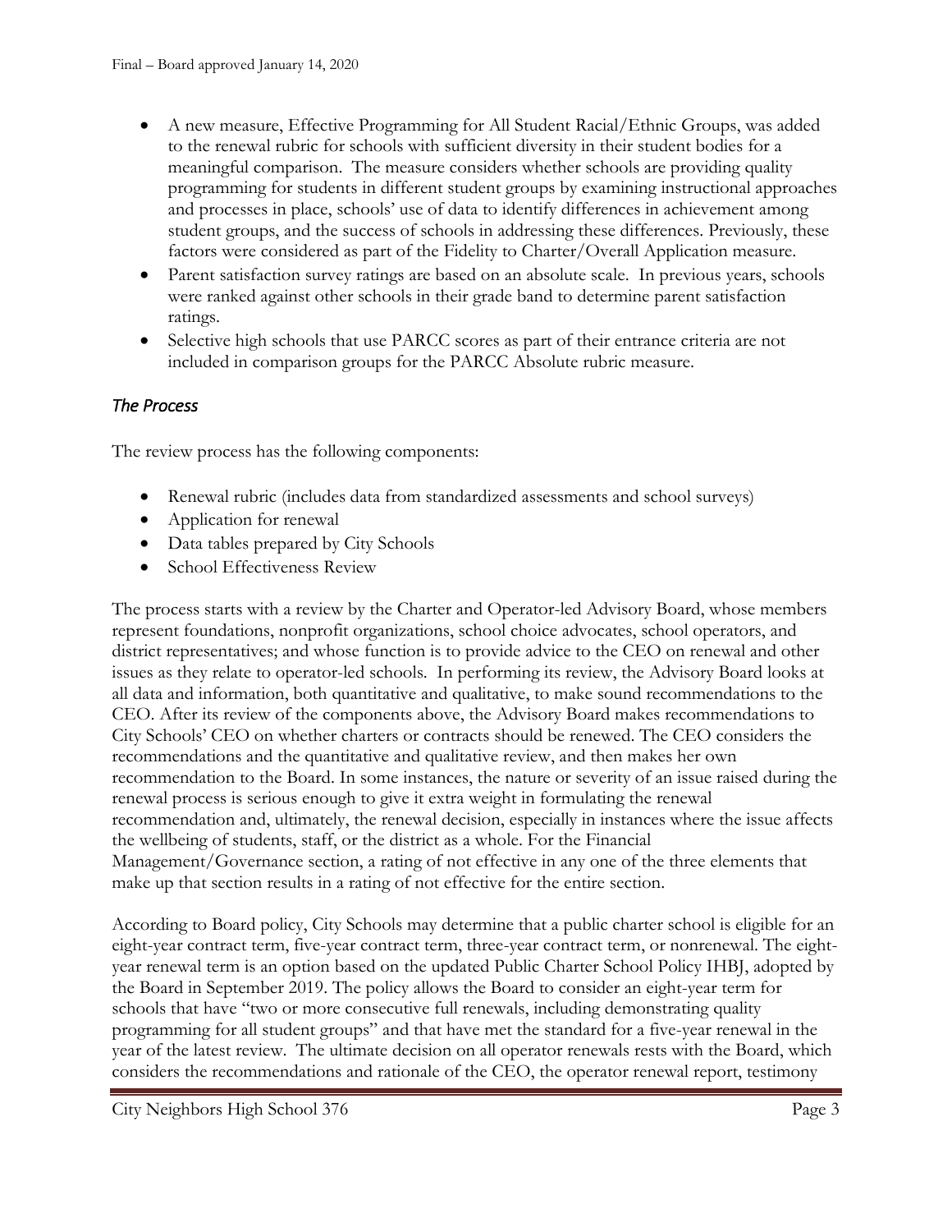- A new measure, Effective Programming for All Student Racial/Ethnic Groups, was added to the renewal rubric for schools with sufficient diversity in their student bodies for a meaningful comparison. The measure considers whether schools are providing quality programming for students in different student groups by examining instructional approaches and processes in place, schools' use of data to identify differences in achievement among student groups, and the success of schools in addressing these differences. Previously, these factors were considered as part of the Fidelity to Charter/Overall Application measure.
- Parent satisfaction survey ratings are based on an absolute scale. In previous years, schools were ranked against other schools in their grade band to determine parent satisfaction ratings.
- Selective high schools that use PARCC scores as part of their entrance criteria are not included in comparison groups for the PARCC Absolute rubric measure.

### *The Process*

The review process has the following components:

- Renewal rubric (includes data from standardized assessments and school surveys)
- Application for renewal
- Data tables prepared by City Schools
- School Effectiveness Review

The process starts with a review by the Charter and Operator-led Advisory Board, whose members represent foundations, nonprofit organizations, school choice advocates, school operators, and district representatives; and whose function is to provide advice to the CEO on renewal and other issues as they relate to operator-led schools. In performing its review, the Advisory Board looks at all data and information, both quantitative and qualitative, to make sound recommendations to the CEO. After its review of the components above, the Advisory Board makes recommendations to City Schools' CEO on whether charters or contracts should be renewed. The CEO considers the recommendations and the quantitative and qualitative review, and then makes her own recommendation to the Board. In some instances, the nature or severity of an issue raised during the renewal process is serious enough to give it extra weight in formulating the renewal recommendation and, ultimately, the renewal decision, especially in instances where the issue affects the wellbeing of students, staff, or the district as a whole. For the Financial Management/Governance section, a rating of not effective in any one of the three elements that make up that section results in a rating of not effective for the entire section.

According to Board policy, City Schools may determine that a public charter school is eligible for an eight-year contract term, five-year contract term, three-year contract term, or nonrenewal. The eight-year renewal term is an option based on the updated Public Charter School Policy IHBJ, adopted by the Board in September 2019. The policy allows the Board to consider an eight-year term for schools that have "two or more consecutive full renewals, including demonstrating quality programming for all student groups" and that have met the standard for a five-year renewal in the year of the latest review. The ultimate decision on all operator renewals rests with the Board, which considers the recommendations and rationale of the CEO, the operator renewal report, testimony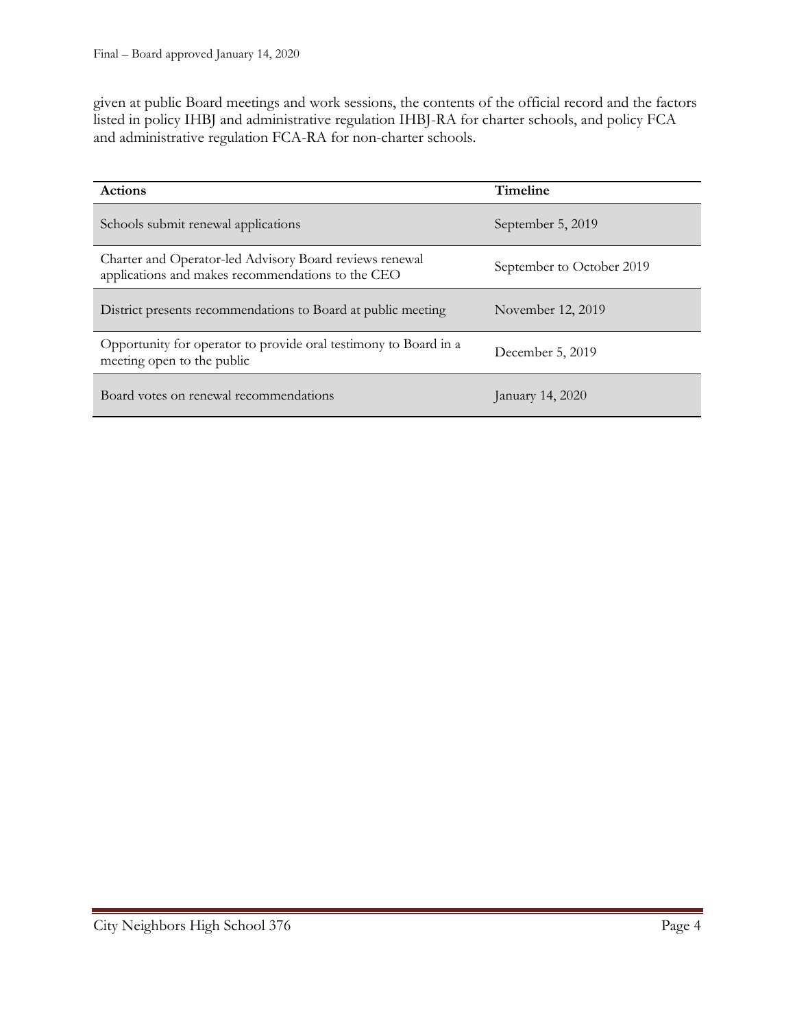given at public Board meetings and work sessions, the contents of the official record and the factors listed in policy IHBJ and administrative regulation IHBJ-RA for charter schools, and policy FCA and administrative regulation FCA-RA for non-charter schools.

| Actions | Timeline |
|---|---|
| Schools submit renewal applications | September 5, 2019 |
| Charter and Operator-led Advisory Board reviews renewal applications and makes recommendations to the CEO | September to October 2019 |
| District presents recommendations to Board at public meeting | November 12, 2019 |
| Opportunity for operator to provide oral testimony to Board in a meeting open to the public | December 5, 2019 |
| Board votes on renewal recommendations | January 14, 2020 |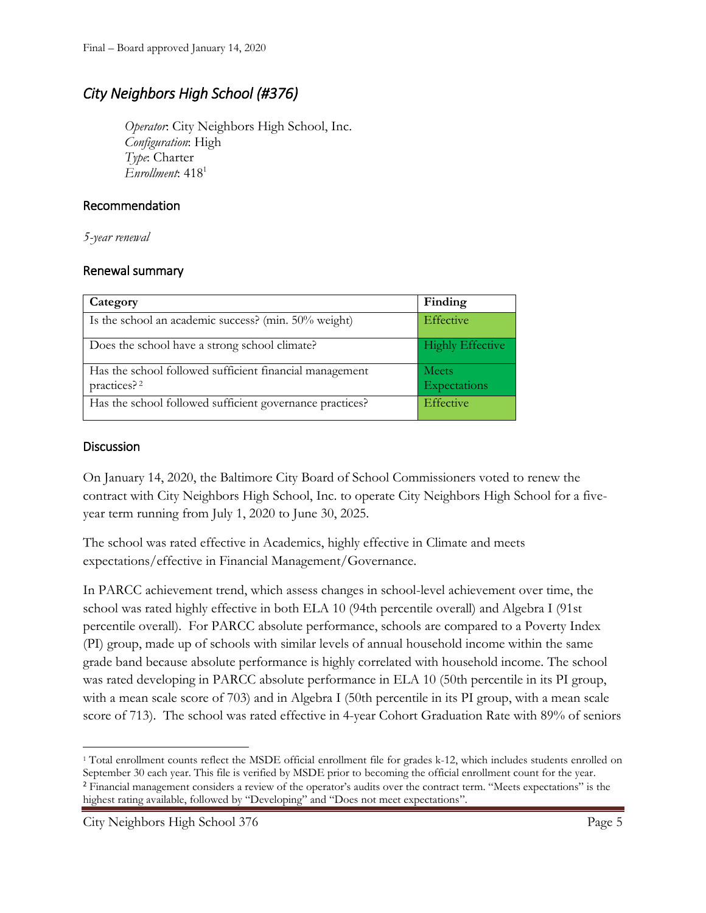Final – Board approved January 14, 2020

## *City Neighbors High School (#376)*

*Operator*: City Neighbors High School, Inc.
*Configuration*: High
*Type*: Charter
*Enrollment*: 418[1]

### Recommendation

*5-year renewal*

### Renewal summary

| Category | Finding |
|---|---|
| Is the school an academic success? (min. 50% weight) | Effective |
| Does the school have a strong school climate? | Highly Effective |
| Has the school followed sufficient financial management practices?[2] | Meets Expectations |
| Has the school followed sufficient governance practices? | Effective |

### Discussion

On January 14, 2020, the Baltimore City Board of School Commissioners voted to renew the contract with City Neighbors High School, Inc. to operate City Neighbors High School for a five-year term running from July 1, 2020 to June 30, 2025.

The school was rated effective in Academics, highly effective in Climate and meets expectations/effective in Financial Management/Governance.

In PARCC achievement trend, which assess changes in school-level achievement over time, the school was rated highly effective in both ELA 10 (94th percentile overall) and Algebra I (91st percentile overall). For PARCC absolute performance, schools are compared to a Poverty Index (PI) group, made up of schools with similar levels of annual household income within the same grade band because absolute performance is highly correlated with household income. The school was rated developing in PARCC absolute performance in ELA 10 (50th percentile in its PI group, with a mean scale score of 703) and in Algebra I (50th percentile in its PI group, with a mean scale score of 713). The school was rated effective in 4-year Cohort Graduation Rate with 89% of seniors

---

[1] Total enrollment counts reflect the MSDE official enrollment file for grades k-12, which includes students enrolled on September 30 each year. This file is verified by MSDE prior to becoming the official enrollment count for the year.

[2] Financial management considers a review of the operator's audits over the contract term. "Meets expectations" is the highest rating available, followed by "Developing" and "Does not meet expectations".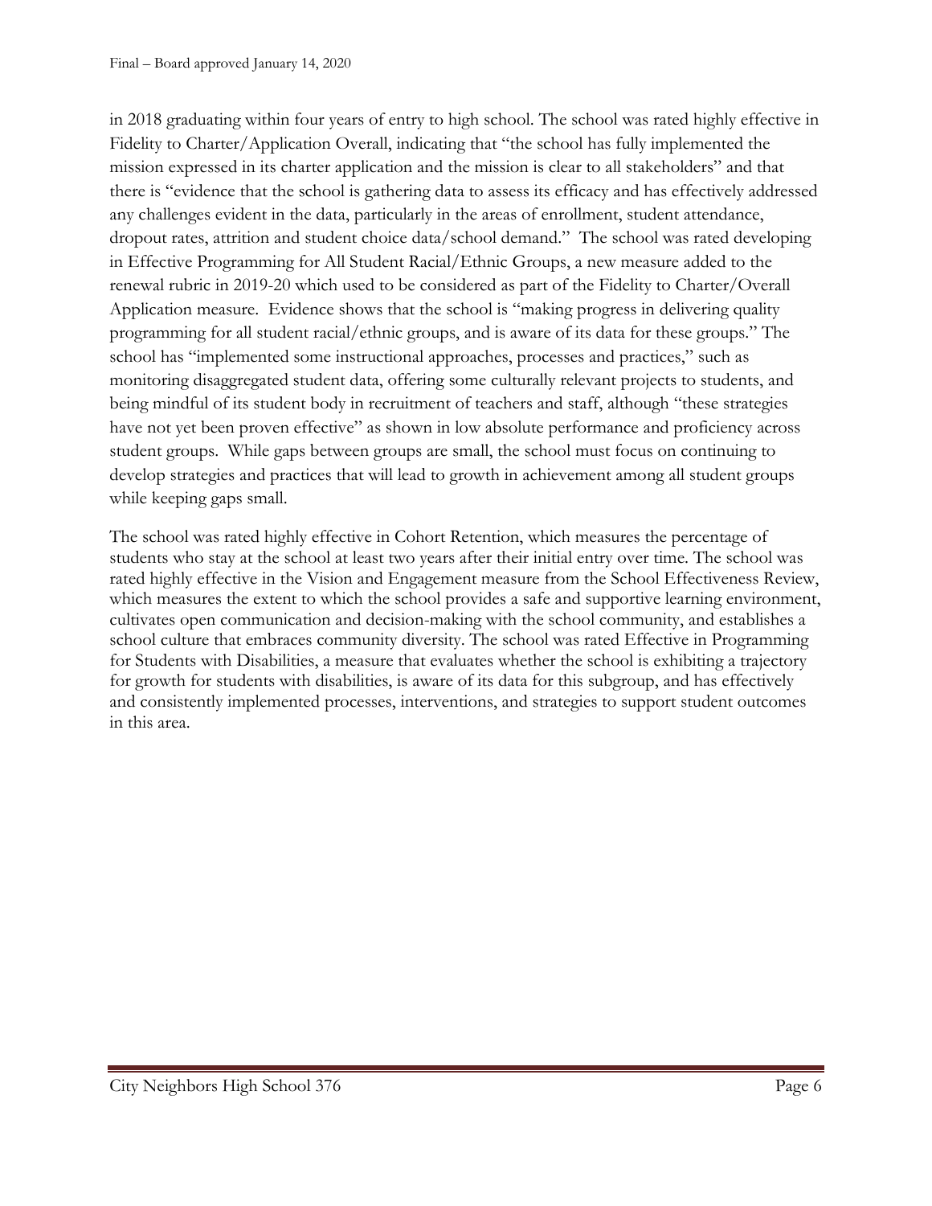in 2018 graduating within four years of entry to high school. The school was rated highly effective in Fidelity to Charter/Application Overall, indicating that "the school has fully implemented the mission expressed in its charter application and the mission is clear to all stakeholders" and that there is "evidence that the school is gathering data to assess its efficacy and has effectively addressed any challenges evident in the data, particularly in the areas of enrollment, student attendance, dropout rates, attrition and student choice data/school demand." The school was rated developing in Effective Programming for All Student Racial/Ethnic Groups, a new measure added to the renewal rubric in 2019-20 which used to be considered as part of the Fidelity to Charter/Overall Application measure. Evidence shows that the school is "making progress in delivering quality programming for all student racial/ethnic groups, and is aware of its data for these groups." The school has "implemented some instructional approaches, processes and practices," such as monitoring disaggregated student data, offering some culturally relevant projects to students, and being mindful of its student body in recruitment of teachers and staff, although "these strategies have not yet been proven effective" as shown in low absolute performance and proficiency across student groups. While gaps between groups are small, the school must focus on continuing to develop strategies and practices that will lead to growth in achievement among all student groups while keeping gaps small.

The school was rated highly effective in Cohort Retention, which measures the percentage of students who stay at the school at least two years after their initial entry over time. The school was rated highly effective in the Vision and Engagement measure from the School Effectiveness Review, which measures the extent to which the school provides a safe and supportive learning environment, cultivates open communication and decision-making with the school community, and establishes a school culture that embraces community diversity. The school was rated Effective in Programming for Students with Disabilities, a measure that evaluates whether the school is exhibiting a trajectory for growth for students with disabilities, is aware of its data for this subgroup, and has effectively and consistently implemented processes, interventions, and strategies to support student outcomes in this area.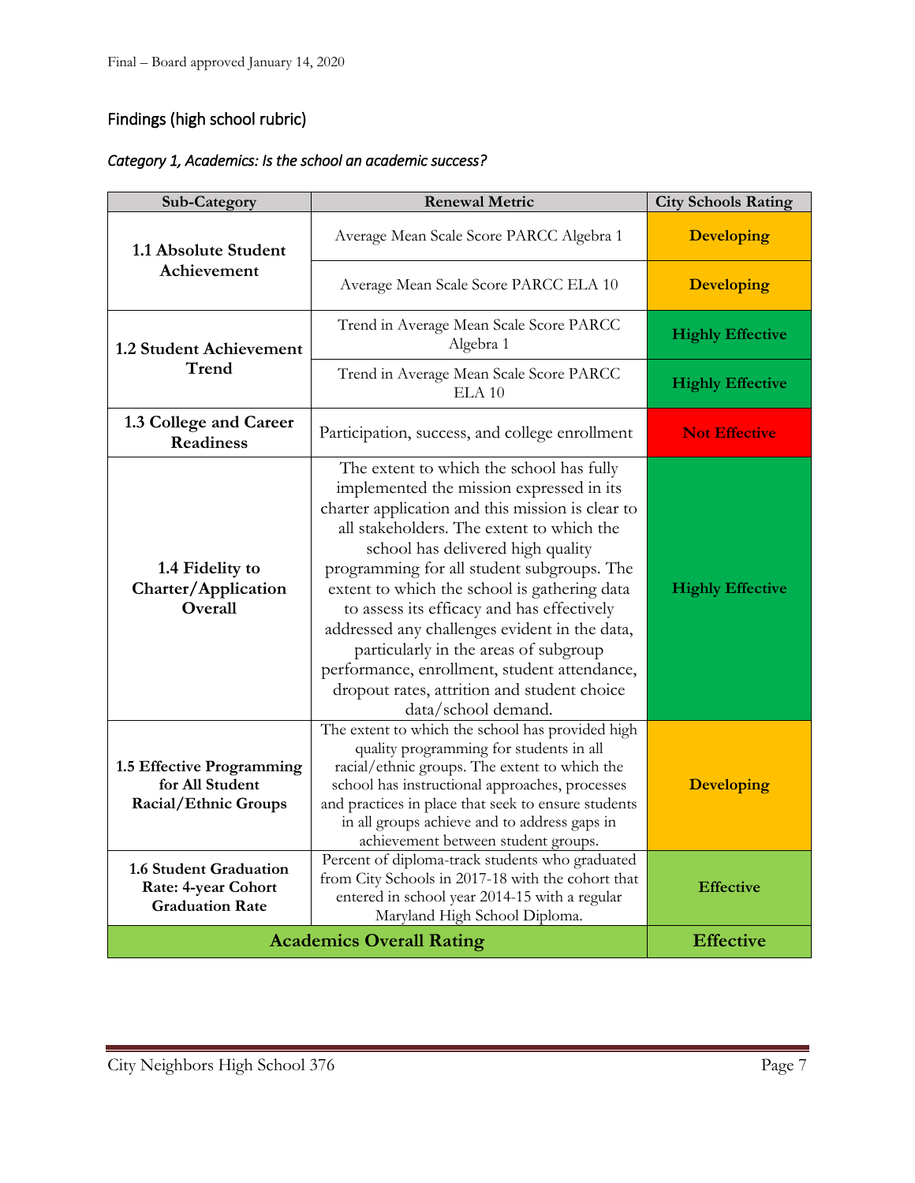## Findings (high school rubric)

### *Category 1, Academics: Is the school an academic success?*

| Sub-Category | Renewal Metric | City Schools Rating |
|---|---|---|
| **1.1 Absolute Student Achievement** | Average Mean Scale Score PARCC Algebra 1 | **Developing** |
| | Average Mean Scale Score PARCC ELA 10 | **Developing** |
| **1.2 Student Achievement Trend** | Trend in Average Mean Scale Score PARCC Algebra 1 | **Highly Effective** |
| | Trend in Average Mean Scale Score PARCC ELA 10 | **Highly Effective** |
| **1.3 College and Career Readiness** | Participation, success, and college enrollment | **Not Effective** |
| **1.4 Fidelity to Charter/Application Overall** | The extent to which the school has fully implemented the mission expressed in its charter application and this mission is clear to all stakeholders. The extent to which the school has delivered high quality programming for all student subgroups. The extent to which the school is gathering data to assess its efficacy and has effectively addressed any challenges evident in the data, particularly in the areas of subgroup performance, enrollment, student attendance, dropout rates, attrition and student choice data/school demand. | **Highly Effective** |
| **1.5 Effective Programming for All Student Racial/Ethnic Groups** | The extent to which the school has provided high quality programming for students in all racial/ethnic groups. The extent to which the school has instructional approaches, processes and practices in place that seek to ensure students in all groups achieve and to address gaps in achievement between student groups. | **Developing** |
| **1.6 Student Graduation Rate: 4-year Cohort Graduation Rate** | Percent of diploma-track students who graduated from City Schools in 2017-18 with the cohort that entered in school year 2014-15 with a regular Maryland High School Diploma. | **Effective** |
| **Academics Overall Rating** | | **Effective** |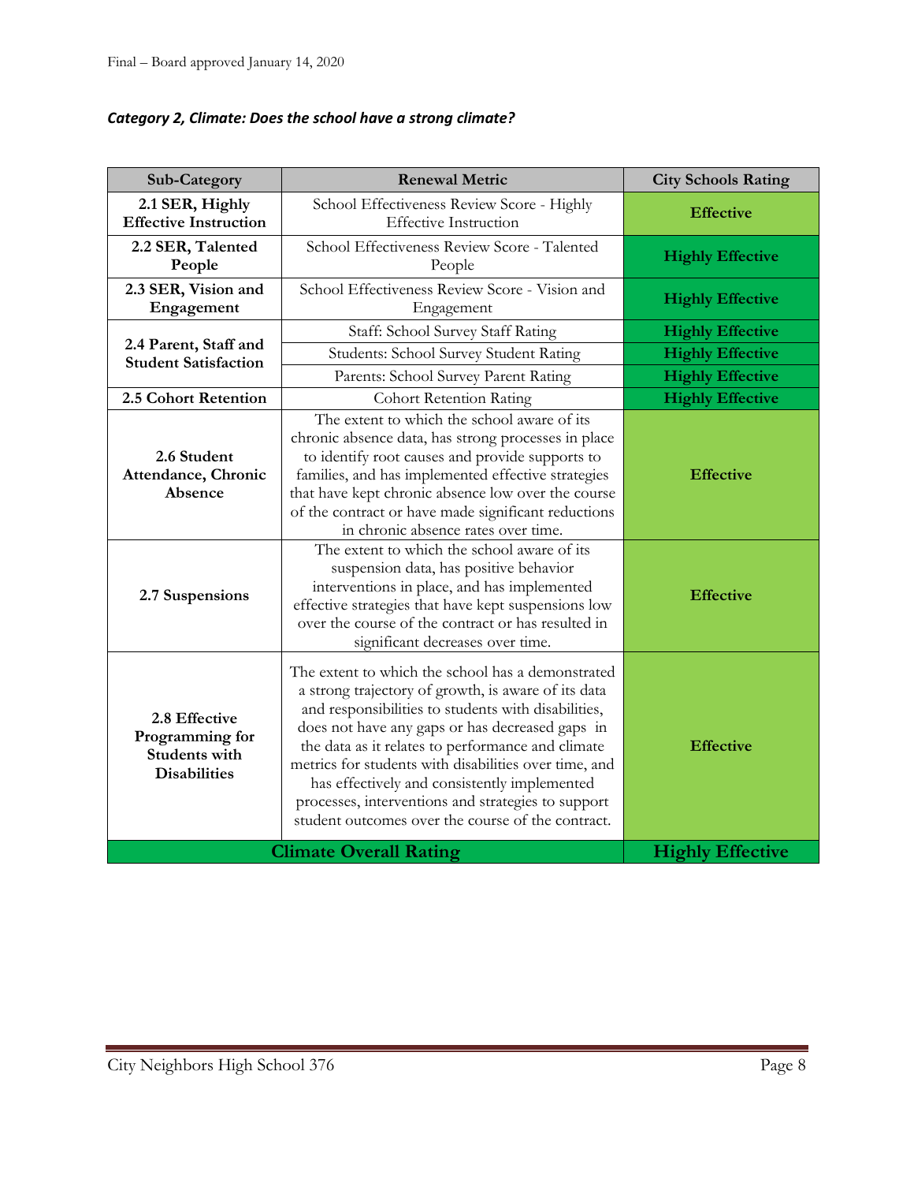*Category 2, Climate: Does the school have a strong climate?*

| Sub-Category | Renewal Metric | City Schools Rating |
|---|---|---|
| **2.1 SER, Highly Effective Instruction** | School Effectiveness Review Score - Highly Effective Instruction | **Effective** |
| **2.2 SER, Talented People** | School Effectiveness Review Score - Talented People | **Highly Effective** |
| **2.3 SER, Vision and Engagement** | School Effectiveness Review Score - Vision and Engagement | **Highly Effective** |
| **2.4 Parent, Staff and Student Satisfaction** | Staff: School Survey Staff Rating | **Highly Effective** |
| | Students: School Survey Student Rating | **Highly Effective** |
| | Parents: School Survey Parent Rating | **Highly Effective** |
| **2.5 Cohort Retention** | Cohort Retention Rating | **Highly Effective** |
| **2.6 Student Attendance, Chronic Absence** | The extent to which the school aware of its chronic absence data, has strong processes in place to identify root causes and provide supports to families, and has implemented effective strategies that have kept chronic absence low over the course of the contract or have made significant reductions in chronic absence rates over time. | **Effective** |
| **2.7 Suspensions** | The extent to which the school aware of its suspension data, has positive behavior interventions in place, and has implemented effective strategies that have kept suspensions low over the course of the contract or has resulted in significant decreases over time. | **Effective** |
| **2.8 Effective Programming for Students with Disabilities** | The extent to which the school has a demonstrated a strong trajectory of growth, is aware of its data and responsibilities to students with disabilities, does not have any gaps or has decreased gaps in the data as it relates to performance and climate metrics for students with disabilities over time, and has effectively and consistently implemented processes, interventions and strategies to support student outcomes over the course of the contract. | **Effective** |
| **Climate Overall Rating** | | **Highly Effective** |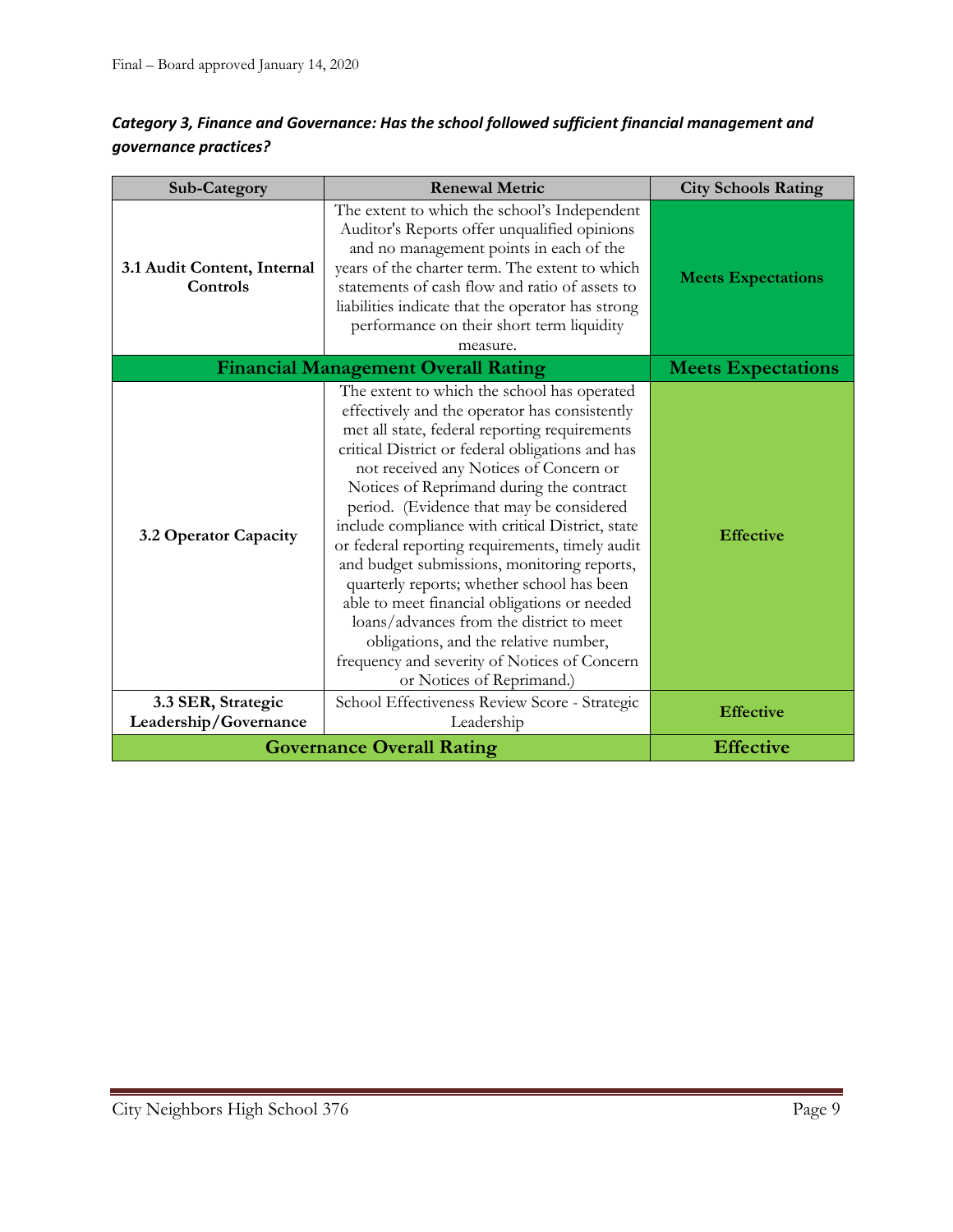***Category 3, Finance and Governance: Has the school followed sufficient financial management and governance practices?***

| Sub-Category | Renewal Metric | City Schools Rating |
|---|---|---|
| **3.1 Audit Content, Internal Controls** | The extent to which the school's Independent Auditor's Reports offer unqualified opinions and no management points in each of the years of the charter term. The extent to which statements of cash flow and ratio of assets to liabilities indicate that the operator has strong performance on their short term liquidity measure. | **Meets Expectations** |
| **Financial Management Overall Rating** | | **Meets Expectations** |
| **3.2 Operator Capacity** | The extent to which the school has operated effectively and the operator has consistently met all state, federal reporting requirements critical District or federal obligations and has not received any Notices of Concern or Notices of Reprimand during the contract period. (Evidence that may be considered include compliance with critical District, state or federal reporting requirements, timely audit and budget submissions, monitoring reports, quarterly reports; whether school has been able to meet financial obligations or needed loans/advances from the district to meet obligations, and the relative number, frequency and severity of Notices of Concern or Notices of Reprimand.) | **Effective** |
| **3.3 SER, Strategic Leadership/Governance** | School Effectiveness Review Score - Strategic Leadership | **Effective** |
| **Governance Overall Rating** | | **Effective** |